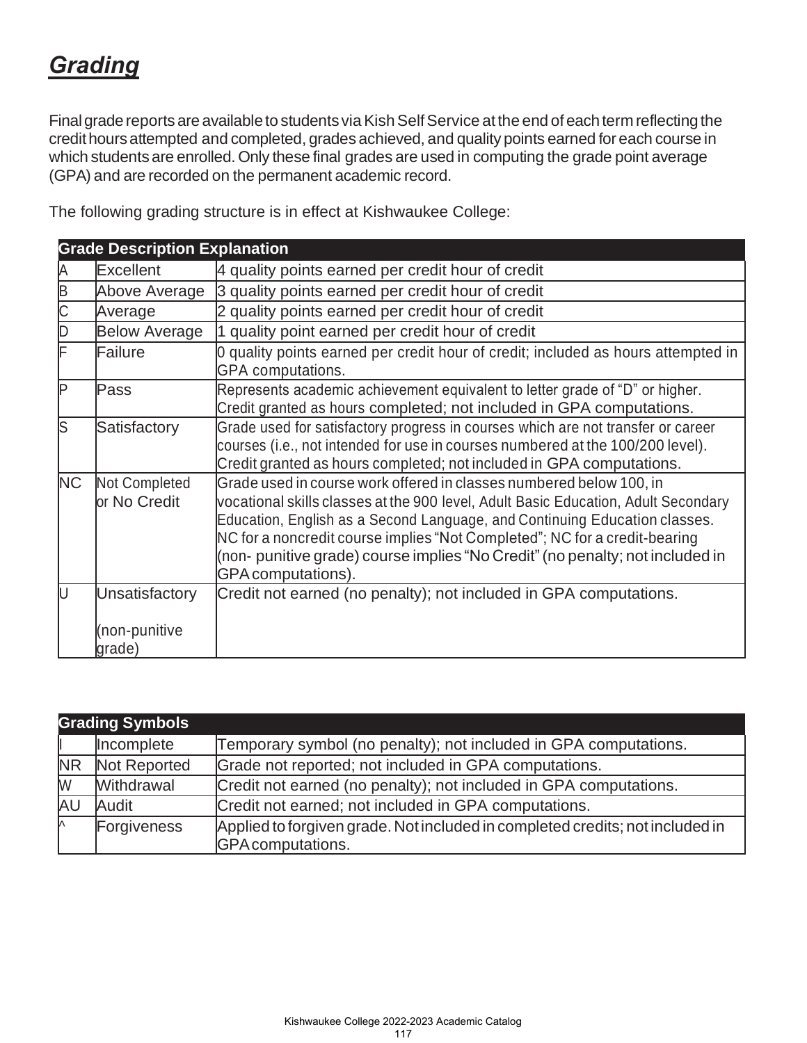## ***Grading***

Final grade reports are available to students via Kish Self Service at the end of each term reflecting the credit hours attempted and completed, grades achieved, and quality points earned for each course in which students are enrolled. Only these final grades are used in computing the grade point average (GPA) and are recorded on the permanent academic record.

The following grading structure is in effect at Kishwaukee College:

| Grade | Description | Explanation |
| --- | --- | --- |
| A | Excellent | 4 quality points earned per credit hour of credit |
| B | Above Average | 3 quality points earned per credit hour of credit |
| C | Average | 2 quality points earned per credit hour of credit |
| D | Below Average | 1 quality point earned per credit hour of credit |
| F | Failure | 0 quality points earned per credit hour of credit; included as hours attempted in GPA computations. |
| P | Pass | Represents academic achievement equivalent to letter grade of "D" or higher. Credit granted as hours completed; not included in GPA computations. |
| S | Satisfactory | Grade used for satisfactory progress in courses which are not transfer or career courses (i.e., not intended for use in courses numbered at the 100/200 level). Credit granted as hours completed; not included in GPA computations. |
| NC | Not Completed or No Credit | Grade used in course work offered in classes numbered below 100, in vocational skills classes at the 900 level, Adult Basic Education, Adult Secondary Education, English as a Second Language, and Continuing Education classes. NC for a noncredit course implies "Not Completed"; NC for a credit-bearing (non- punitive grade) course implies "No Credit" (no penalty; not included in GPA computations). |
| U | Unsatisfactory (non-punitive grade) | Credit not earned (no penalty); not included in GPA computations. |

| Grading Symbols | | |
| --- | --- | --- |
| I | Incomplete | Temporary symbol (no penalty); not included in GPA computations. |
| NR | Not Reported | Grade not reported; not included in GPA computations. |
| W | Withdrawal | Credit not earned (no penalty); not included in GPA computations. |
| AU | Audit | Credit not earned; not included in GPA computations. |
| ^ | Forgiveness | Applied to forgiven grade. Not included in completed credits; not included in GPA computations. |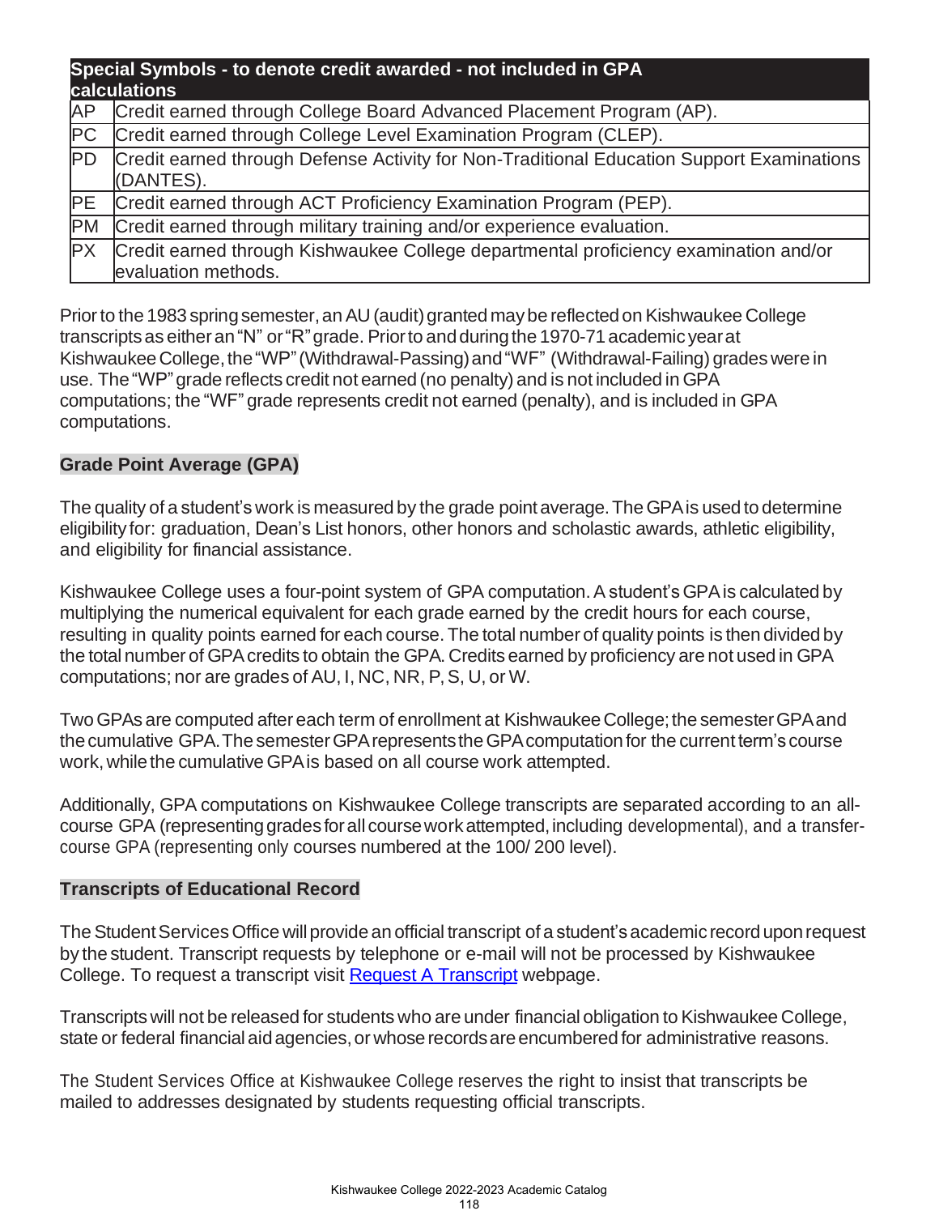| Special Symbols - to denote credit awarded - not included in GPA calculations | |
|---|---|
| AP | Credit earned through College Board Advanced Placement Program (AP). |
| PC | Credit earned through College Level Examination Program (CLEP). |
| PD | Credit earned through Defense Activity for Non-Traditional Education Support Examinations (DANTES). |
| PE | Credit earned through ACT Proficiency Examination Program (PEP). |
| PM | Credit earned through military training and/or experience evaluation. |
| PX | Credit earned through Kishwaukee College departmental proficiency examination and/or evaluation methods. |

Prior to the 1983 spring semester, an AU (audit) granted may be reflected on Kishwaukee College transcripts as either an "N" or "R" grade. Prior to and during the 1970-71 academic year at Kishwaukee College, the "WP" (Withdrawal-Passing) and "WF" (Withdrawal-Failing) grades were in use. The "WP" grade reflects credit not earned (no penalty) and is not included in GPA computations; the "WF" grade represents credit not earned (penalty), and is included in GPA computations.

## Grade Point Average (GPA)

The quality of a student's work is measured by the grade point average. The GPA is used to determine eligibility for: graduation, Dean's List honors, other honors and scholastic awards, athletic eligibility, and eligibility for financial assistance.

Kishwaukee College uses a four-point system of GPA computation. A student's GPA is calculated by multiplying the numerical equivalent for each grade earned by the credit hours for each course, resulting in quality points earned for each course. The total number of quality points is then divided by the total number of GPA credits to obtain the GPA. Credits earned by proficiency are not used in GPA computations; nor are grades of AU, I, NC, NR, P, S, U, or W.

Two GPAs are computed after each term of enrollment at Kishwaukee College; the semester GPA and the cumulative GPA. The semester GPA represents the GPA computation for the current term's course work, while the cumulative GPA is based on all course work attempted.

Additionally, GPA computations on Kishwaukee College transcripts are separated according to an all-course GPA (representing grades for all course work attempted, including developmental), and a transfer-course GPA (representing only courses numbered at the 100/ 200 level).

## Transcripts of Educational Record

The Student Services Office will provide an official transcript of a student's academic record upon request by the student. Transcript requests by telephone or e-mail will not be processed by Kishwaukee College. To request a transcript visit [Request A Transcript]() webpage.

Transcripts will not be released for students who are under financial obligation to Kishwaukee College, state or federal financial aid agencies, or whose records are encumbered for administrative reasons.

The Student Services Office at Kishwaukee College reserves the right to insist that transcripts be mailed to addresses designated by students requesting official transcripts.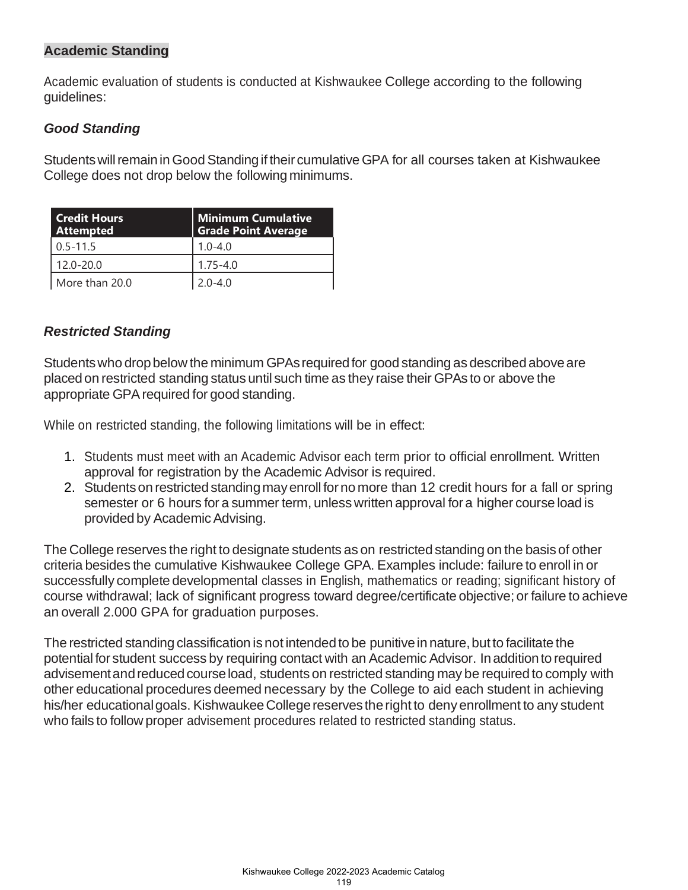## Academic Standing

Academic evaluation of students is conducted at Kishwaukee College according to the following guidelines:

### *Good Standing*

Students will remain in Good Standing if their cumulative GPA for all courses taken at Kishwaukee College does not drop below the following minimums.

| Credit Hours Attempted | Minimum Cumulative Grade Point Average |
|---|---|
| 0.5-11.5 | 1.0-4.0 |
| 12.0-20.0 | 1.75-4.0 |
| More than 20.0 | 2.0-4.0 |

### *Restricted Standing*

Students who drop below the minimum GPAs required for good standing as described above are placed on restricted standing status until such time as they raise their GPAs to or above the appropriate GPA required for good standing.

While on restricted standing, the following limitations will be in effect:

1. Students must meet with an Academic Advisor each term prior to official enrollment. Written approval for registration by the Academic Advisor is required.
2. Students on restricted standing may enroll for no more than 12 credit hours for a fall or spring semester or 6 hours for a summer term, unless written approval for a higher course load is provided by Academic Advising.

The College reserves the right to designate students as on restricted standing on the basis of other criteria besides the cumulative Kishwaukee College GPA. Examples include: failure to enroll in or successfully complete developmental classes in English, mathematics or reading; significant history of course withdrawal; lack of significant progress toward degree/certificate objective; or failure to achieve an overall 2.000 GPA for graduation purposes.

The restricted standing classification is not intended to be punitive in nature, but to facilitate the potential for student success by requiring contact with an Academic Advisor. In addition to required advisement and reduced course load, students on restricted standing may be required to comply with other educational procedures deemed necessary by the College to aid each student in achieving his/her educational goals. Kishwaukee College reserves the right to deny enrollment to any student who fails to follow proper advisement procedures related to restricted standing status.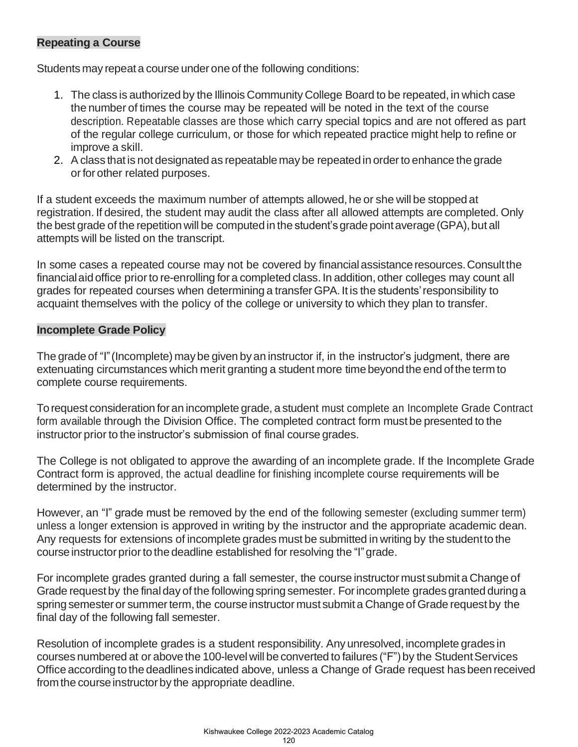## Repeating a Course

Students may repeat a course under one of the following conditions:

1. The class is authorized by the Illinois Community College Board to be repeated, in which case the number of times the course may be repeated will be noted in the text of the course description. Repeatable classes are those which carry special topics and are not offered as part of the regular college curriculum, or those for which repeated practice might help to refine or improve a skill.
2. A class that is not designated as repeatable may be repeated in order to enhance the grade or for other related purposes.

If a student exceeds the maximum number of attempts allowed, he or she will be stopped at registration. If desired, the student may audit the class after all allowed attempts are completed. Only the best grade of the repetition will be computed in the student's grade point average (GPA), but all attempts will be listed on the transcript.

In some cases a repeated course may not be covered by financial assistance resources. Consult the financial aid office prior to re-enrolling for a completed class. In addition, other colleges may count all grades for repeated courses when determining a transfer GPA. It is the students' responsibility to acquaint themselves with the policy of the college or university to which they plan to transfer.

## Incomplete Grade Policy

The grade of "I" (Incomplete) may be given by an instructor if, in the instructor's judgment, there are extenuating circumstances which merit granting a student more time beyond the end of the term to complete course requirements.

To request consideration for an incomplete grade, a student must complete an Incomplete Grade Contract form available through the Division Office. The completed contract form must be presented to the instructor prior to the instructor's submission of final course grades.

The College is not obligated to approve the awarding of an incomplete grade. If the Incomplete Grade Contract form is approved, the actual deadline for finishing incomplete course requirements will be determined by the instructor.

However, an "I" grade must be removed by the end of the following semester (excluding summer term) unless a longer extension is approved in writing by the instructor and the appropriate academic dean. Any requests for extensions of incomplete grades must be submitted in writing by the student to the course instructor prior to the deadline established for resolving the "I" grade.

For incomplete grades granted during a fall semester, the course instructor must submit a Change of Grade request by the final day of the following spring semester. For incomplete grades granted during a spring semester or summer term, the course instructor must submit a Change of Grade request by the final day of the following fall semester.

Resolution of incomplete grades is a student responsibility. Any unresolved, incomplete grades in courses numbered at or above the 100-level will be converted to failures ("F") by the Student Services Office according to the deadlines indicated above, unless a Change of Grade request has been received from the course instructor by the appropriate deadline.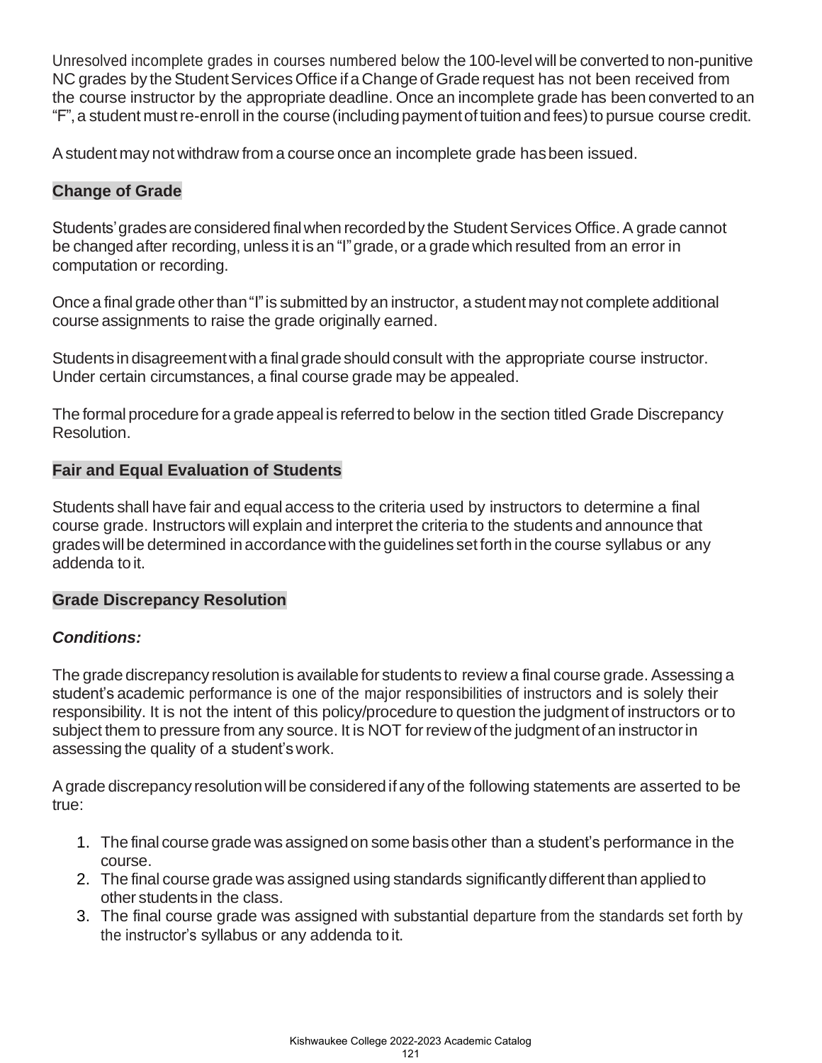Unresolved incomplete grades in courses numbered below the 100-level will be converted to non-punitive NC grades by the Student Services Office if a Change of Grade request has not been received from the course instructor by the appropriate deadline. Once an incomplete grade has been converted to an "F", a student must re-enroll in the course (including payment of tuition and fees) to pursue course credit.

A student may not withdraw from a course once an incomplete grade has been issued.

### Change of Grade

Students' grades are considered final when recorded by the Student Services Office. A grade cannot be changed after recording, unless it is an "I" grade, or a grade which resulted from an error in computation or recording.

Once a final grade other than "I" is submitted by an instructor, a student may not complete additional course assignments to raise the grade originally earned.

Students in disagreement with a final grade should consult with the appropriate course instructor. Under certain circumstances, a final course grade may be appealed.

The formal procedure for a grade appeal is referred to below in the section titled Grade Discrepancy Resolution.

### Fair and Equal Evaluation of Students

Students shall have fair and equal access to the criteria used by instructors to determine a final course grade. Instructors will explain and interpret the criteria to the students and announce that grades will be determined in accordance with the guidelines set forth in the course syllabus or any addenda to it.

### Grade Discrepancy Resolution

***Conditions:***

The grade discrepancy resolution is available for students to review a final course grade. Assessing a student's academic performance is one of the major responsibilities of instructors and is solely their responsibility. It is not the intent of this policy/procedure to question the judgment of instructors or to subject them to pressure from any source. It is NOT for review of the judgment of an instructor in assessing the quality of a student's work.

A grade discrepancy resolution will be considered if any of the following statements are asserted to be true:

1. The final course grade was assigned on some basis other than a student's performance in the course.
2. The final course grade was assigned using standards significantly different than applied to other students in the class.
3. The final course grade was assigned with substantial departure from the standards set forth by the instructor's syllabus or any addenda to it.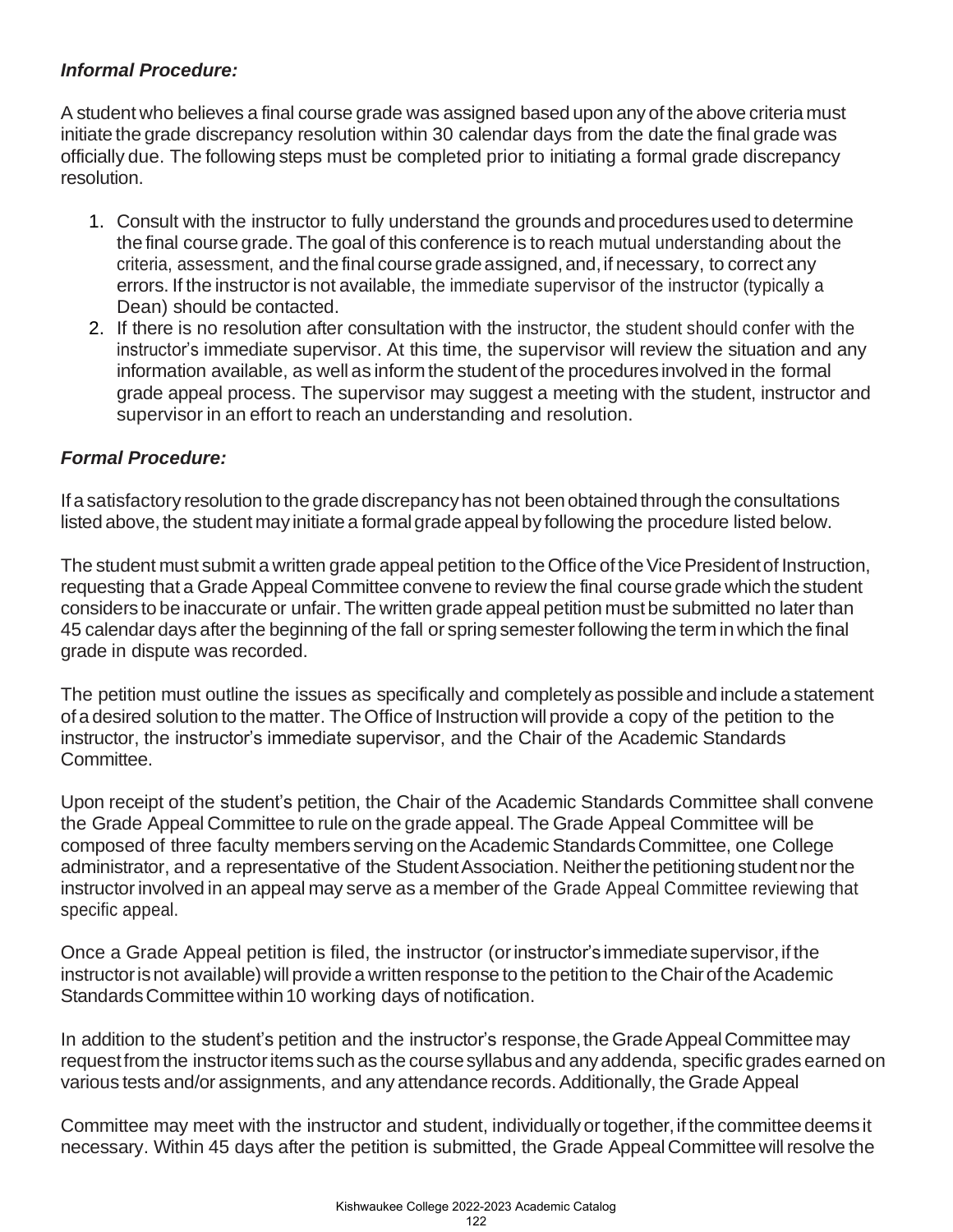***Informal Procedure:***

A student who believes a final course grade was assigned based upon any of the above criteria must initiate the grade discrepancy resolution within 30 calendar days from the date the final grade was officially due. The following steps must be completed prior to initiating a formal grade discrepancy resolution.

1. Consult with the instructor to fully understand the grounds and procedures used to determine the final course grade. The goal of this conference is to reach mutual understanding about the criteria, assessment, and the final course grade assigned, and, if necessary, to correct any errors. If the instructor is not available, the immediate supervisor of the instructor (typically a Dean) should be contacted.
2. If there is no resolution after consultation with the instructor, the student should confer with the instructor's immediate supervisor. At this time, the supervisor will review the situation and any information available, as well as inform the student of the procedures involved in the formal grade appeal process. The supervisor may suggest a meeting with the student, instructor and supervisor in an effort to reach an understanding and resolution.

***Formal Procedure:***

If a satisfactory resolution to the grade discrepancy has not been obtained through the consultations listed above, the student may initiate a formal grade appeal by following the procedure listed below.

The student must submit a written grade appeal petition to the Office of the Vice President of Instruction, requesting that a Grade Appeal Committee convene to review the final course grade which the student considers to be inaccurate or unfair. The written grade appeal petition must be submitted no later than 45 calendar days after the beginning of the fall or spring semester following the term in which the final grade in dispute was recorded.

The petition must outline the issues as specifically and completely as possible and include a statement of a desired solution to the matter. The Office of Instruction will provide a copy of the petition to the instructor, the instructor's immediate supervisor, and the Chair of the Academic Standards Committee.

Upon receipt of the student's petition, the Chair of the Academic Standards Committee shall convene the Grade Appeal Committee to rule on the grade appeal. The Grade Appeal Committee will be composed of three faculty members serving on the Academic Standards Committee, one College administrator, and a representative of the Student Association. Neither the petitioning student nor the instructor involved in an appeal may serve as a member of the Grade Appeal Committee reviewing that specific appeal.

Once a Grade Appeal petition is filed, the instructor (or instructor's immediate supervisor, if the instructor is not available) will provide a written response to the petition to the Chair of the Academic Standards Committee within 10 working days of notification.

In addition to the student's petition and the instructor's response, the Grade Appeal Committee may request from the instructor items such as the course syllabus and any addenda, specific grades earned on various tests and/or assignments, and any attendance records. Additionally, the Grade Appeal

Committee may meet with the instructor and student, individually or together, if the committee deems it necessary. Within 45 days after the petition is submitted, the Grade Appeal Committee will resolve the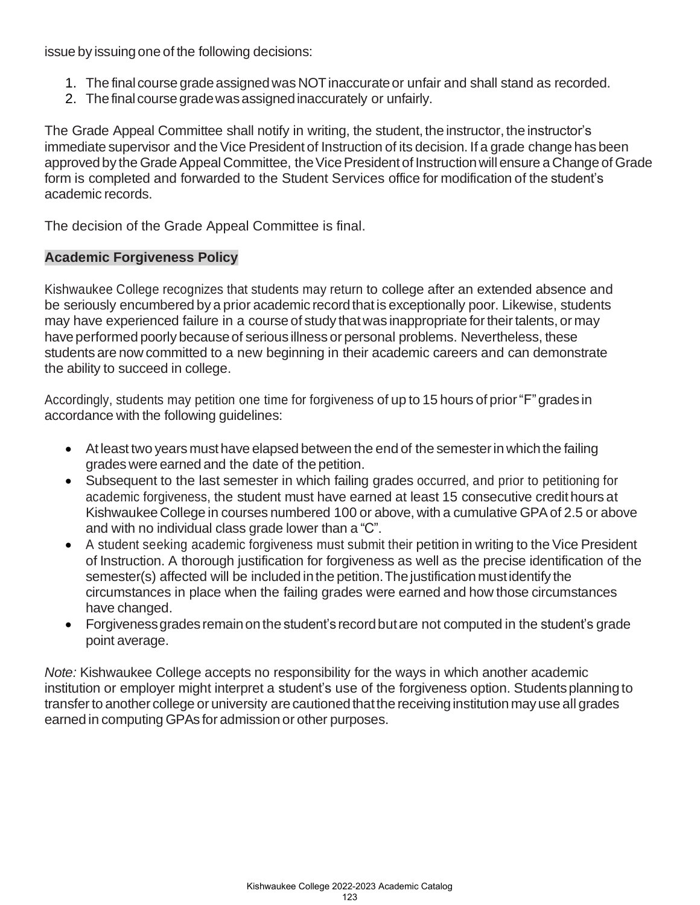issue by issuing one of the following decisions:

1. The final course grade assigned was NOT inaccurate or unfair and shall stand as recorded.
2. The final course grade was assigned inaccurately or unfairly.

The Grade Appeal Committee shall notify in writing, the student, the instructor, the instructor's immediate supervisor and the Vice President of Instruction of its decision. If a grade change has been approved by the Grade Appeal Committee, the Vice President of Instruction will ensure a Change of Grade form is completed and forwarded to the Student Services office for modification of the student's academic records.

The decision of the Grade Appeal Committee is final.

## Academic Forgiveness Policy

Kishwaukee College recognizes that students may return to college after an extended absence and be seriously encumbered by a prior academic record that is exceptionally poor. Likewise, students may have experienced failure in a course of study that was inappropriate for their talents, or may have performed poorly because of serious illness or personal problems. Nevertheless, these students are now committed to a new beginning in their academic careers and can demonstrate the ability to succeed in college.

Accordingly, students may petition one time for forgiveness of up to 15 hours of prior "F" grades in accordance with the following guidelines:

- At least two years must have elapsed between the end of the semester in which the failing grades were earned and the date of the petition.
- Subsequent to the last semester in which failing grades occurred, and prior to petitioning for academic forgiveness, the student must have earned at least 15 consecutive credit hours at Kishwaukee College in courses numbered 100 or above, with a cumulative GPA of 2.5 or above and with no individual class grade lower than a "C".
- A student seeking academic forgiveness must submit their petition in writing to the Vice President of Instruction. A thorough justification for forgiveness as well as the precise identification of the semester(s) affected will be included in the petition. The justification must identify the circumstances in place when the failing grades were earned and how those circumstances have changed.
- Forgiveness grades remain on the student's record but are not computed in the student's grade point average.

*Note:* Kishwaukee College accepts no responsibility for the ways in which another academic institution or employer might interpret a student's use of the forgiveness option. Students planning to transfer to another college or university are cautioned that the receiving institution may use all grades earned in computing GPAs for admission or other purposes.